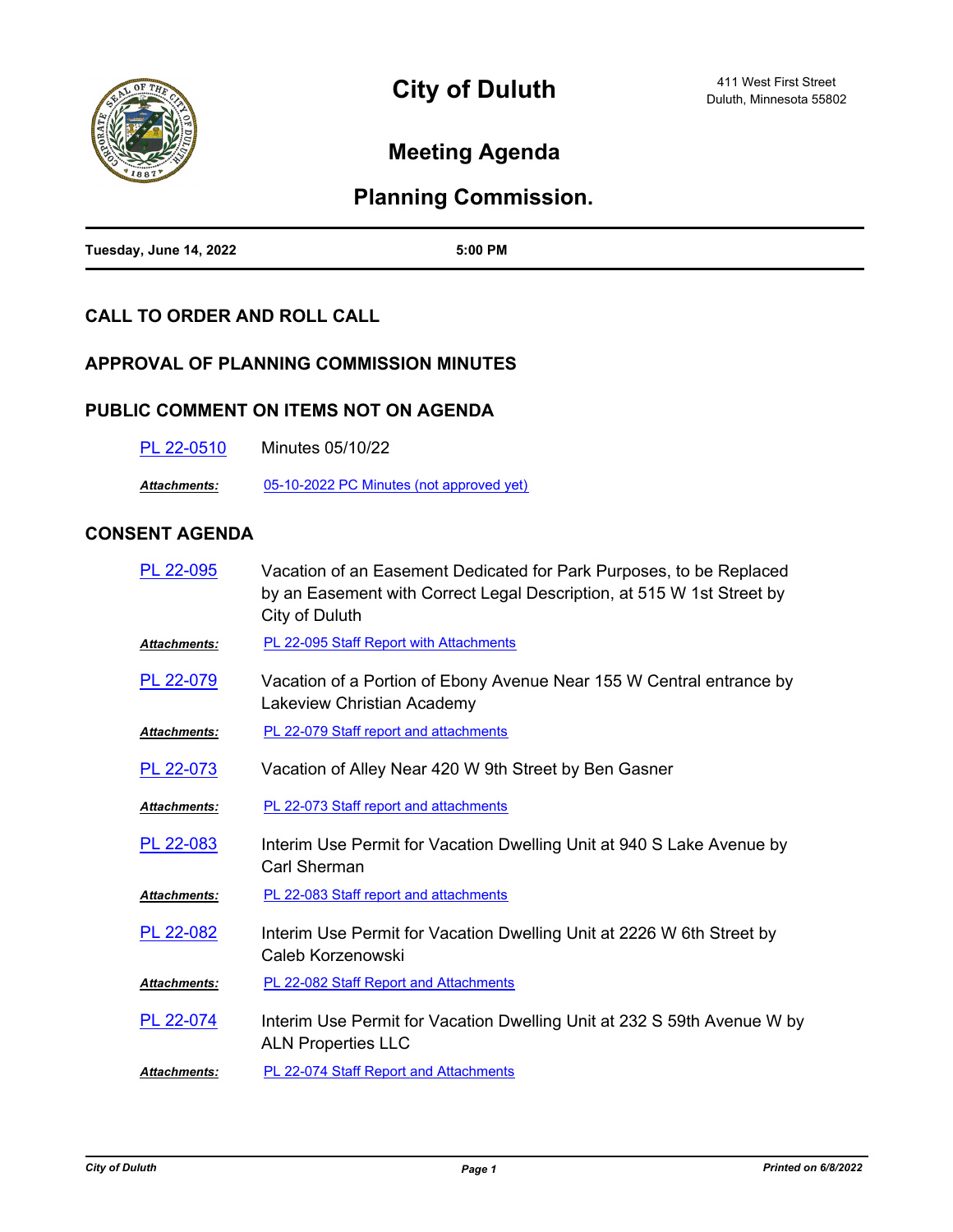# City of Duluth

411 West First Street
Duluth, Minnesota 55802

## Meeting Agenda

## Planning Commission.

**Tuesday, June 14, 2022** **5:00 PM**

### CALL TO ORDER AND ROLL CALL

### APPROVAL OF PLANNING COMMISSION MINUTES

### PUBLIC COMMENT ON ITEMS NOT ON AGENDA

PL 22-0510 Minutes 05/10/22

***Attachments:*** 05-10-2022 PC Minutes (not approved yet)

### CONSENT AGENDA

PL 22-095 Vacation of an Easement Dedicated for Park Purposes, to be Replaced by an Easement with Correct Legal Description, at 515 W 1st Street by City of Duluth

***Attachments:*** PL 22-095 Staff Report with Attachments

PL 22-079 Vacation of a Portion of Ebony Avenue Near 155 W Central entrance by Lakeview Christian Academy

***Attachments:*** PL 22-079 Staff report and attachments

PL 22-073 Vacation of Alley Near 420 W 9th Street by Ben Gasner

***Attachments:*** PL 22-073 Staff report and attachments

PL 22-083 Interim Use Permit for Vacation Dwelling Unit at 940 S Lake Avenue by Carl Sherman

***Attachments:*** PL 22-083 Staff report and attachments

PL 22-082 Interim Use Permit for Vacation Dwelling Unit at 2226 W 6th Street by Caleb Korzenowski

***Attachments:*** PL 22-082 Staff Report and Attachments

PL 22-074 Interim Use Permit for Vacation Dwelling Unit at 232 S 59th Avenue W by ALN Properties LLC

***Attachments:*** PL 22-074 Staff Report and Attachments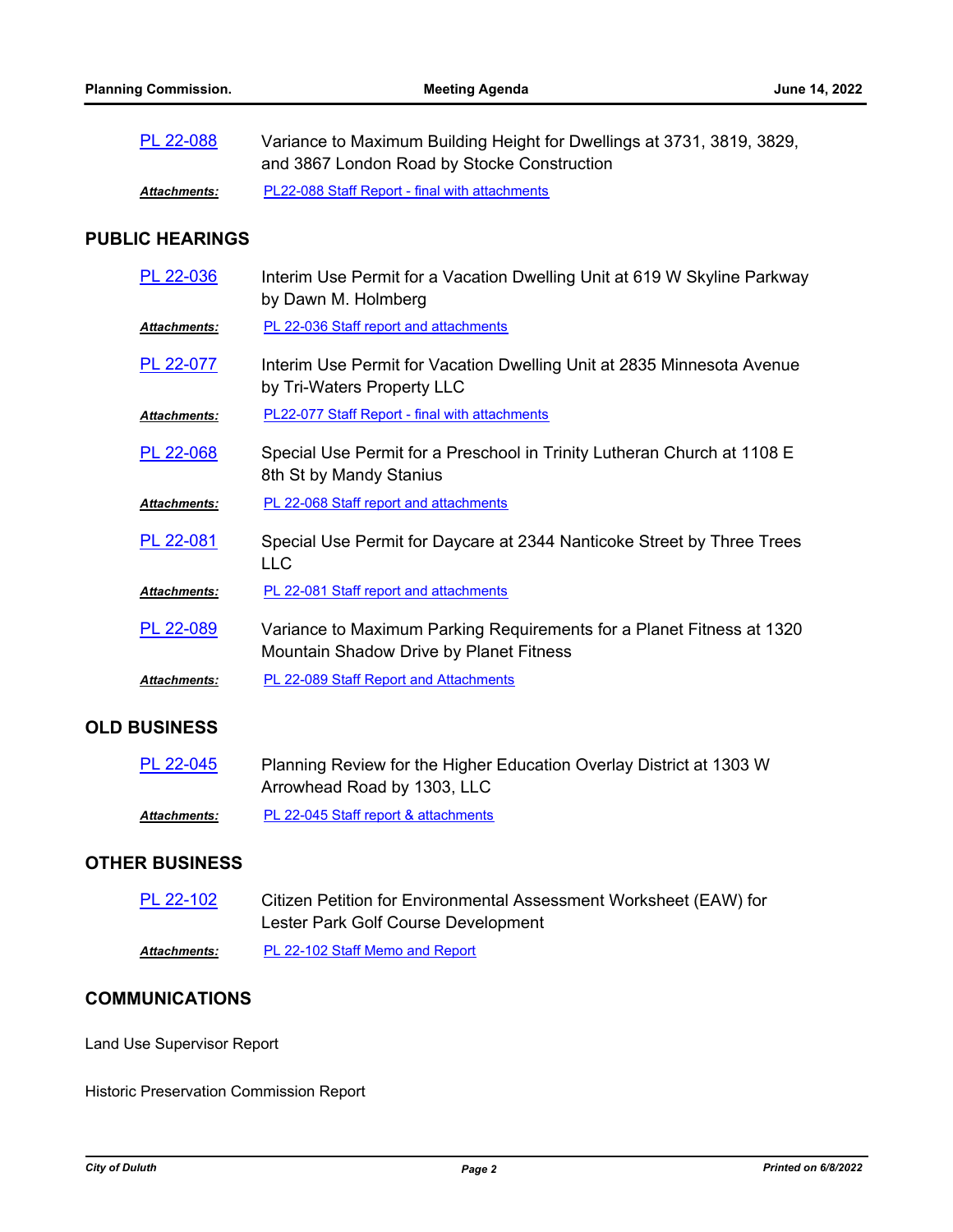PL 22-088 Variance to Maximum Building Height for Dwellings at 3731, 3819, 3829, and 3867 London Road by Stocke Construction

***Attachments:*** PL22-088 Staff Report - final with attachments

## PUBLIC HEARINGS

PL 22-036 Interim Use Permit for a Vacation Dwelling Unit at 619 W Skyline Parkway by Dawn M. Holmberg

***Attachments:*** PL 22-036 Staff report and attachments

PL 22-077 Interim Use Permit for Vacation Dwelling Unit at 2835 Minnesota Avenue by Tri-Waters Property LLC

***Attachments:*** PL22-077 Staff Report - final with attachments

PL 22-068 Special Use Permit for a Preschool in Trinity Lutheran Church at 1108 E 8th St by Mandy Stanius

***Attachments:*** PL 22-068 Staff report and attachments

PL 22-081 Special Use Permit for Daycare at 2344 Nanticoke Street by Three Trees LLC

***Attachments:*** PL 22-081 Staff report and attachments

PL 22-089 Variance to Maximum Parking Requirements for a Planet Fitness at 1320 Mountain Shadow Drive by Planet Fitness

***Attachments:*** PL 22-089 Staff Report and Attachments

## OLD BUSINESS

PL 22-045 Planning Review for the Higher Education Overlay District at 1303 W Arrowhead Road by 1303, LLC

***Attachments:*** PL 22-045 Staff report & attachments

## OTHER BUSINESS

PL 22-102 Citizen Petition for Environmental Assessment Worksheet (EAW) for Lester Park Golf Course Development

***Attachments:*** PL 22-102 Staff Memo and Report

## COMMUNICATIONS

Land Use Supervisor Report

Historic Preservation Commission Report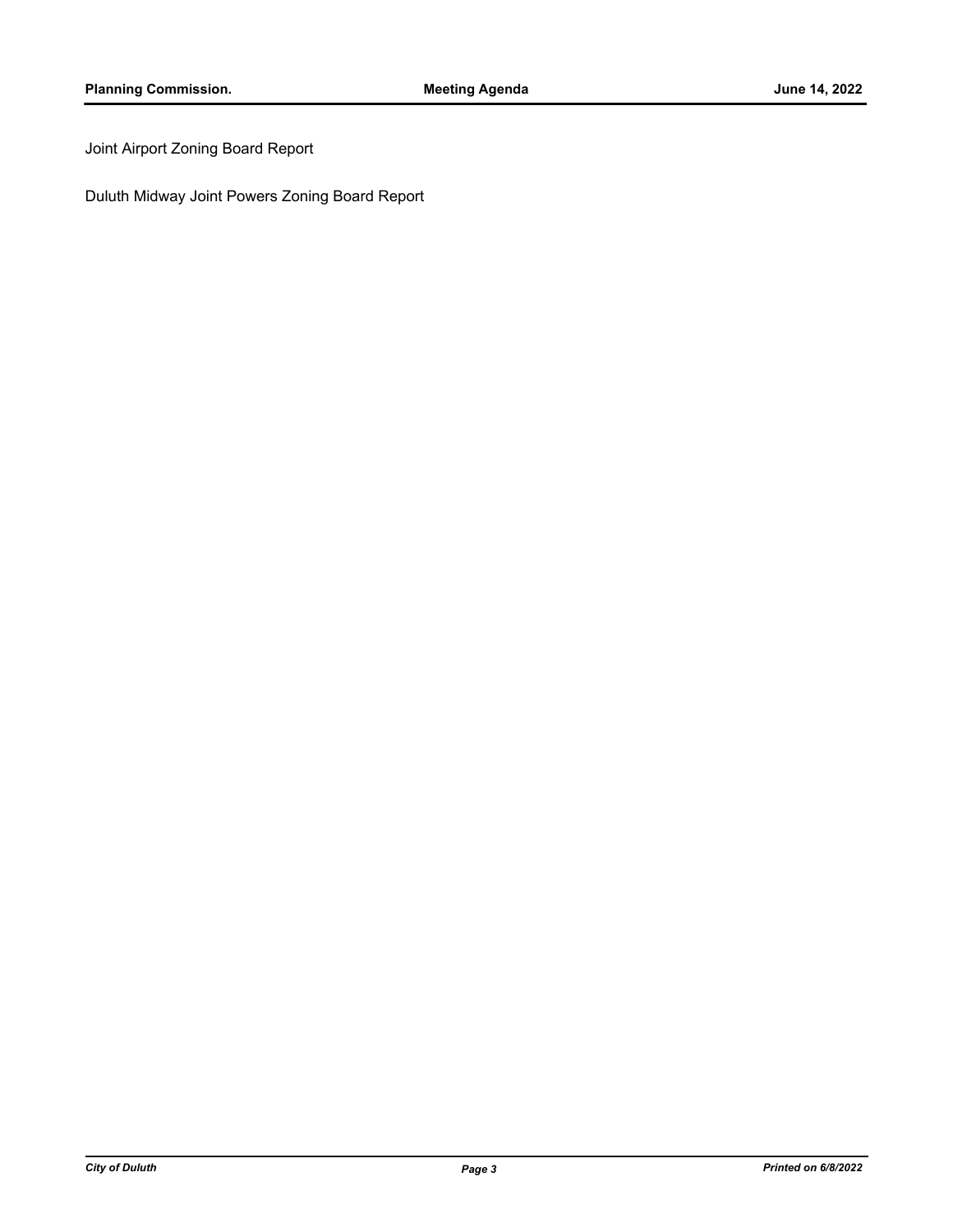Joint Airport Zoning Board Report

Duluth Midway Joint Powers Zoning Board Report